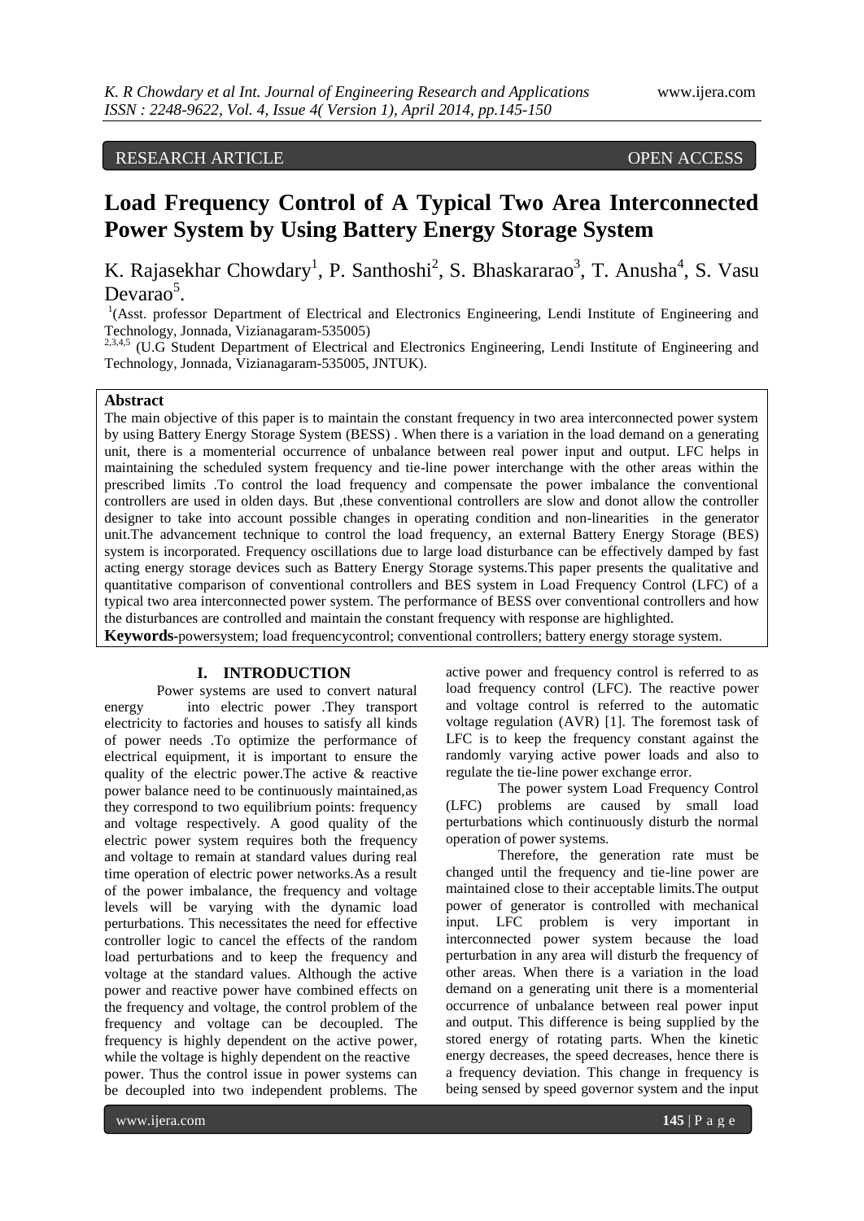RESEARCH ARTICLE OPEN ACCESS

# Load Frequency Control of A Typical Two Area Interconnected Power System by Using Battery Energy Storage System

K. Rajasekhar Chowdary[1], P. Santhoshi[2], S. Bhaskararao[3], T. Anusha[4], S. Vasu Devarao[5].

[1](Asst. professor Department of Electrical and Electronics Engineering, Lendi Institute of Engineering and Technology, Jonnada, Vizianagaram-535005)

[2,3,4,5] (U.G Student Department of Electrical and Electronics Engineering, Lendi Institute of Engineering and Technology, Jonnada, Vizianagaram-535005, JNTUK).

## Abstract

The main objective of this paper is to maintain the constant frequency in two area interconnected power system by using Battery Energy Storage System (BESS) . When there is a variation in the load demand on a generating unit, there is a momenterial occurrence of unbalance between real power input and output. LFC helps in maintaining the scheduled system frequency and tie-line power interchange with the other areas within the prescribed limits .To control the load frequency and compensate the power imbalance the conventional controllers are used in olden days. But ,these conventional controllers are slow and donot allow the controller designer to take into account possible changes in operating condition and non-linearities in the generator unit.The advancement technique to control the load frequency, an external Battery Energy Storage (BES) system is incorporated. Frequency oscillations due to large load disturbance can be effectively damped by fast acting energy storage devices such as Battery Energy Storage systems.This paper presents the qualitative and quantitative comparison of conventional controllers and BES system in Load Frequency Control (LFC) of a typical two area interconnected power system. The performance of BESS over conventional controllers and how the disturbances are controlled and maintain the constant frequency with response are highlighted.

**Keywords**-powersystem; load frequencycontrol; conventional controllers; battery energy storage system.

## I. INTRODUCTION

Power systems are used to convert natural energy into electric power .They transport electricity to factories and houses to satisfy all kinds of power needs .To optimize the performance of electrical equipment, it is important to ensure the quality of the electric power.The active & reactive power balance need to be continuously maintained,as they correspond to two equilibrium points: frequency and voltage respectively. A good quality of the electric power system requires both the frequency and voltage to remain at standard values during real time operation of electric power networks.As a result of the power imbalance, the frequency and voltage levels will be varying with the dynamic load perturbations. This necessitates the need for effective controller logic to cancel the effects of the random load perturbations and to keep the frequency and voltage at the standard values. Although the active power and reactive power have combined effects on the frequency and voltage, the control problem of the frequency and voltage can be decoupled. The frequency is highly dependent on the active power, while the voltage is highly dependent on the reactive power. Thus the control issue in power systems can be decoupled into two independent problems. The active power and frequency control is referred to as load frequency control (LFC). The reactive power and voltage control is referred to the automatic voltage regulation (AVR) [1]. The foremost task of LFC is to keep the frequency constant against the randomly varying active power loads and also to regulate the tie-line power exchange error.

The power system Load Frequency Control (LFC) problems are caused by small load perturbations which continuously disturb the normal operation of power systems.

Therefore, the generation rate must be changed until the frequency and tie-line power are maintained close to their acceptable limits.The output power of generator is controlled with mechanical input. LFC problem is very important in interconnected power system because the load perturbation in any area will disturb the frequency of other areas. When there is a variation in the load demand on a generating unit there is a momenterial occurrence of unbalance between real power input and output. This difference is being supplied by the stored energy of rotating parts. When the kinetic energy decreases, the speed decreases, hence there is a frequency deviation. This change in frequency is being sensed by speed governor system and the input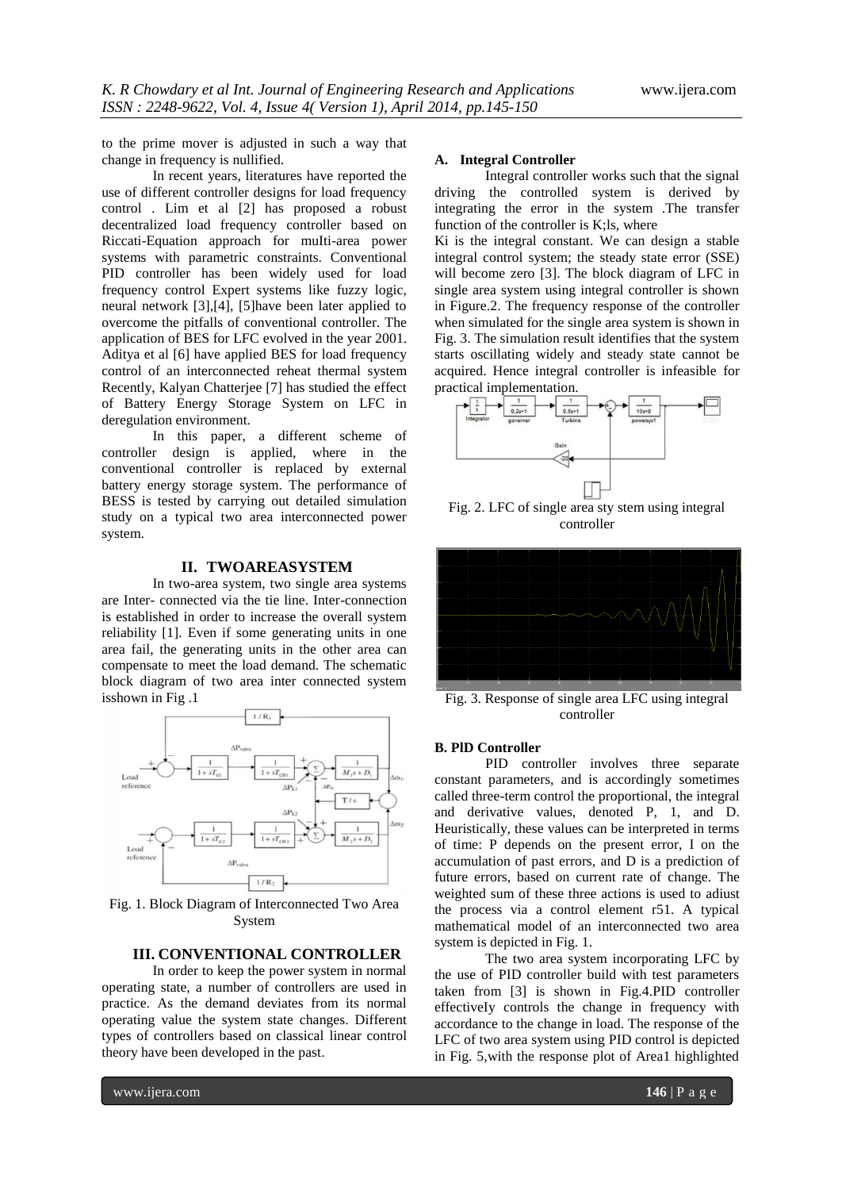to the prime mover is adjusted in such a way that change in frequency is nullified.

In recent years, literatures have reported the use of different controller designs for load frequency control . Lim et al [2] has proposed a robust decentralized load frequency controller based on Riccati-Equation approach for multi-area power systems with parametric constraints. Conventional PID controller has been widely used for load frequency control Expert systems like fuzzy logic, neural network [3],[4], [5]have been later applied to overcome the pitfalls of conventional controller. The application of BES for LFC evolved in the year 2001. Aditya et al [6] have applied BES for load frequency control of an interconnected reheat thermal system Recently, Kalyan Chatterjee [7] has studied the effect of Battery Energy Storage System on LFC in deregulation environment.

In this paper, a different scheme of controller design is applied, where in the conventional controller is replaced by external battery energy storage system. The performance of BESS is tested by carrying out detailed simulation study on a typical two area interconnected power system.

## II. TWOAREASYSTEM

In two-area system, two single area systems are Inter- connected via the tie line. Inter-connection is established in order to increase the overall system reliability [1]. Even if some generating units in one area fail, the generating units in the other area can compensate to meet the load demand. The schematic block diagram of two area inter connected system isshown in Fig .1

Fig. 1. Block Diagram of Interconnected Two Area System

## III. CONVENTIONAL CONTROLLER

In order to keep the power system in normal operating state, a number of controllers are used in practice. As the demand deviates from its normal operating value the system state changes. Different types of controllers based on classical linear control theory have been developed in the past.

### A. Integral Controller

Integral controller works such that the signal driving the controlled system is derived by integrating the error in the system .The transfer function of the controller is K;ls, where

Ki is the integral constant. We can design a stable integral control system; the steady state error (SSE) will become zero [3]. The block diagram of LFC in single area system using integral controller is shown in Figure.2. The frequency response of the controller when simulated for the single area system is shown in Fig. 3. The simulation result identifies that the system starts oscillating widely and steady state cannot be acquired. Hence integral controller is infeasible for practical implementation.

Fig. 2. LFC of single area sty stem using integral controller

Fig. 3. Response of single area LFC using integral controller

### B. PID Controller

PID controller involves three separate constant parameters, and is accordingly sometimes called three-term control the proportional, the integral and derivative values, denoted P, 1, and D. Heuristically, these values can be interpreted in terms of time: P depends on the present error, I on the accumulation of past errors, and D is a prediction of future errors, based on current rate of change. The weighted sum of these three actions is used to adiust the process via a control element r51. A typical mathematical model of an interconnected two area system is depicted in Fig. 1.

The two area system incorporating LFC by the use of PID controller build with test parameters taken from [3] is shown in Fig.4.PID controller effectiveIy controls the change in frequency with accordance to the change in load. The response of the LFC of two area system using PID control is depicted in Fig. 5,with the response plot of Area1 highlighted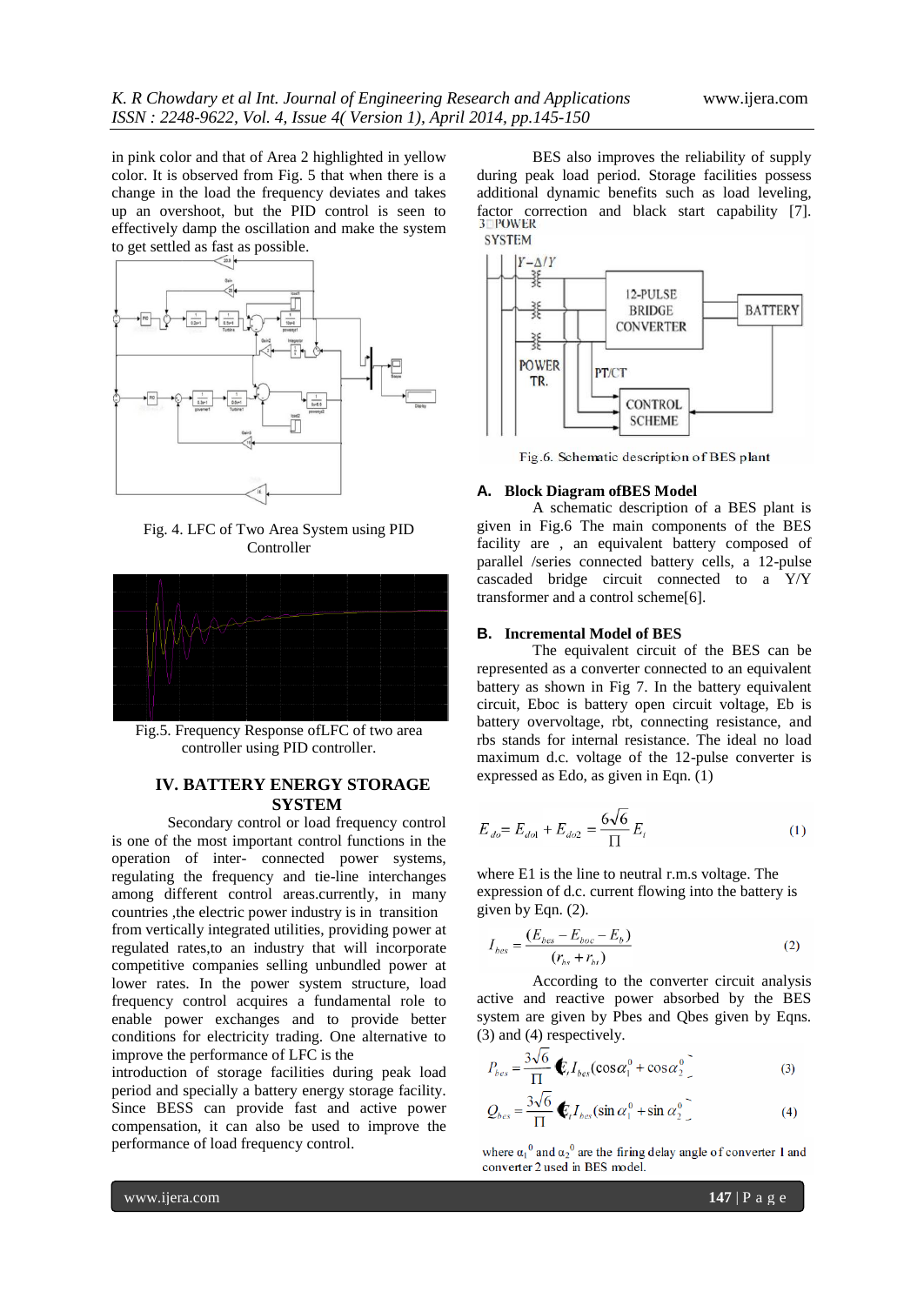in pink color and that of Area 2 highlighted in yellow color. It is observed from Fig. 5 that when there is a change in the load the frequency deviates and takes up an overshoot, but the PID control is seen to effectively damp the oscillation and make the system to get settled as fast as possible.

Fig. 4. LFC of Two Area System using PID Controller

Fig.5. Frequency Response ofLFC of two area controller using PID controller.

## IV. BATTERY ENERGY STORAGE SYSTEM

Secondary control or load frequency control is one of the most important control functions in the operation of inter- connected power systems, regulating the frequency and tie-line interchanges among different control areas.currently, in many countries ,the electric power industry is in transition from vertically integrated utilities, providing power at regulated rates,to an industry that will incorporate competitive companies selling unbundled power at lower rates. In the power system structure, load frequency control acquires a fundamental role to enable power exchanges and to provide better conditions for electricity trading. One alternative to improve the performance of LFC is the introduction of storage facilities during peak load period and specially a battery energy storage facility. Since BESS can provide fast and active power compensation, it can also be used to improve the performance of load frequency control.

BES also improves the reliability of supply during peak load period. Storage facilities possess additional dynamic benefits such as load leveling, factor correction and black start capability [7].

Fig.6. Schematic description of BES plant

### A. Block Diagram ofBES Model

A schematic description of a BES plant is given in Fig.6 The main components of the BES facility are , an equivalent battery composed of parallel /series connected battery cells, a 12-pulse cascaded bridge circuit connected to a Y/Y transformer and a control scheme[6].

### B. Incremental Model of BES

The equivalent circuit of the BES can be represented as a converter connected to an equivalent battery as shown in Fig 7. In the battery equivalent circuit, Eboc is battery open circuit voltage, Eb is battery overvoltage, rbt, connecting resistance, and rbs stands for internal resistance. The ideal no load maximum d.c. voltage of the 12-pulse converter is expressed as Edo, as given in Eqn. (1)

$$E_{do} = E_{do1} + E_{do2} = \frac{6\sqrt{6}}{\Pi} E_t \tag{1}$$

where E1 is the line to neutral r.m.s voltage. The expression of d.c. current flowing into the battery is given by Eqn. (2).

$$I_{bes} = \frac{(E_{bes} - E_{boc} - E_b)}{(r_{bs} + r_{bt})} \tag{2}$$

According to the converter circuit analysis active and reactive power absorbed by the BES system are given by Pbes and Qbes given by Eqns. (3) and (4) respectively.

$$P_{bes} = \frac{3\sqrt{6}}{\Pi} E_t I_{bes} (\cos\alpha_1^0 + \cos\alpha_2^0) \tag{3}$$

$$Q_{bes} = \frac{3\sqrt{6}}{\Pi} E_t I_{bes} (\sin\alpha_1^0 + \sin\alpha_2^0) \tag{4}$$

where $\alpha_1^0$ and $\alpha_2^0$ are the firing delay angle of converter 1 and converter 2 used in BES model.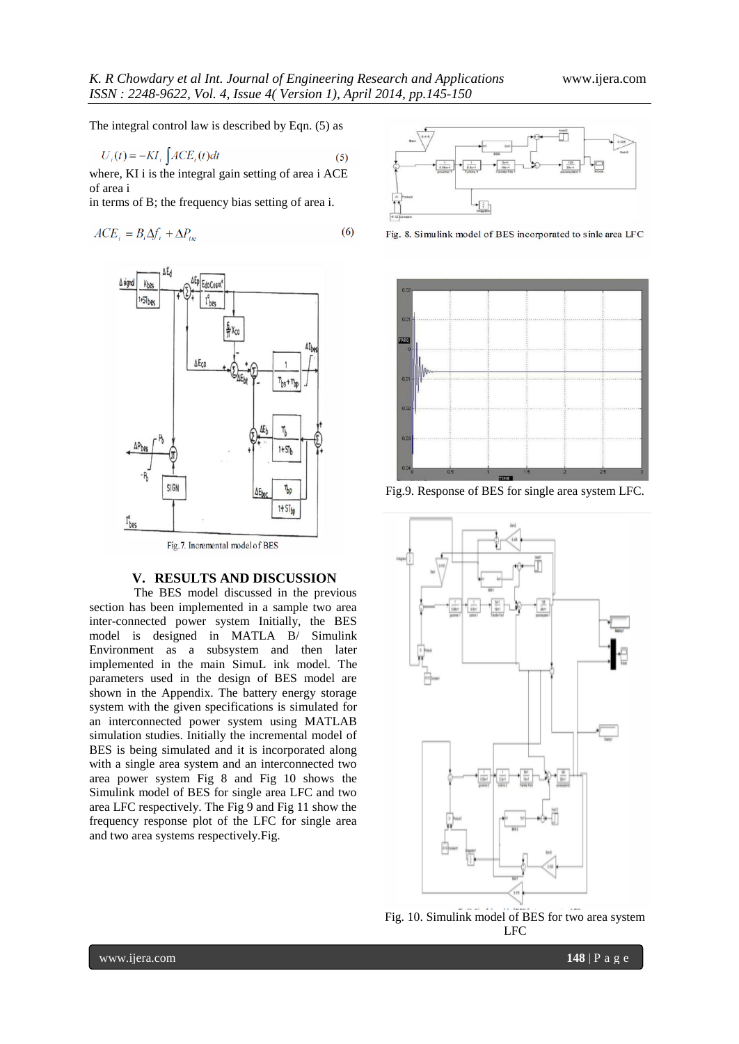The integral control law is described by Eqn. (5) as

$$U_i(t) = -KI_i \int ACE_i(t)dt \tag{5}$$

where, KI i is the integral gain setting of area i ACE of area i
in terms of B; the frequency bias setting of area i.

$$ACE_i = B_i \Delta f_i + \Delta P_{tie} \tag{6}$$

Fig. 7. Incremental model of BES

## V. RESULTS AND DISCUSSION

The BES model discussed in the previous section has been implemented in a sample two area inter-connected power system Initially, the BES model is designed in MATLA B/ Simulink Environment as a subsystem and then later implemented in the main SimuL ink model. The parameters used in the design of BES model are shown in the Appendix. The battery energy storage system with the given specifications is simulated for an interconnected power system using MATLAB simulation studies. Initially the incremental model of BES is being simulated and it is incorporated along with a single area system and an interconnected two area power system Fig 8 and Fig 10 shows the Simulink model of BES for single area LFC and two area LFC respectively. The Fig 9 and Fig 11 show the frequency response plot of the LFC for single area and two area systems respectively.Fig.

Fig. 8. Simulink model of BES incorporated to sinle area LFC

Fig.9. Response of BES for single area system LFC.

Fig. 10. Simulink model of BES for two area system LFC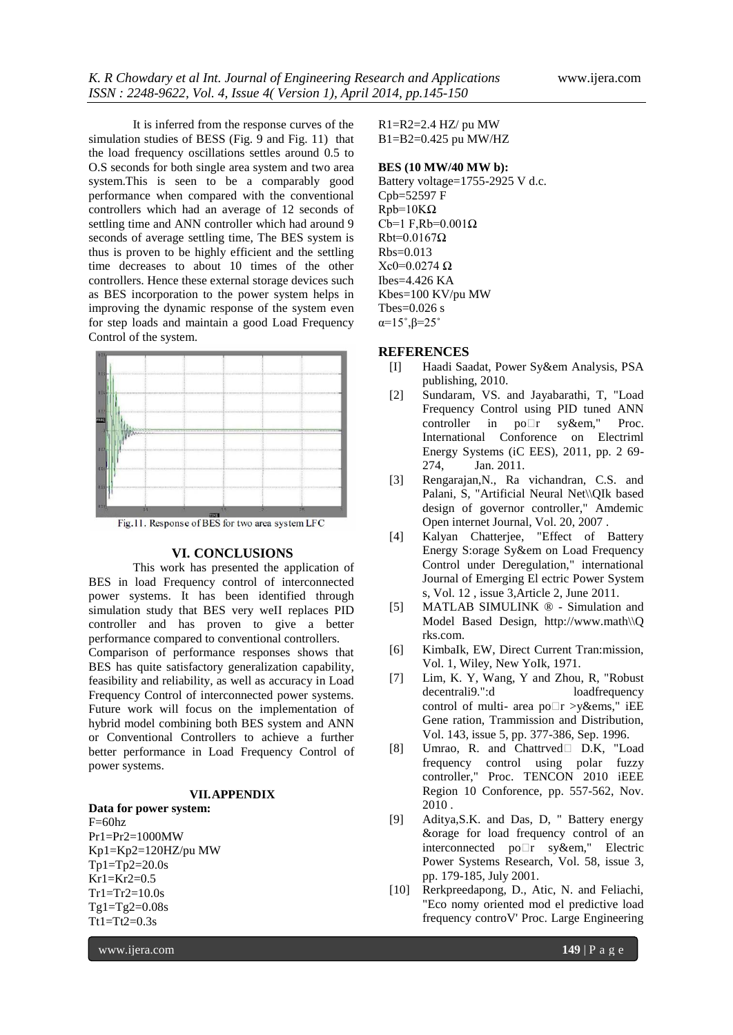It is inferred from the response curves of the simulation studies of BESS (Fig. 9 and Fig. 11) that the load frequency oscillations settles around 0.5 to O.S seconds for both single area system and two area system.This is seen to be a comparably good performance when compared with the conventional controllers which had an average of 12 seconds of settling time and ANN controller which had around 9 seconds of average settling time, The BES system is thus is proven to be highly efficient and the settling time decreases to about 10 times of the other controllers. Hence these external storage devices such as BES incorporation to the power system helps in improving the dynamic response of the system even for step loads and maintain a good Load Frequency Control of the system.

Fig.11. Response of BES for two area system LFC

## VI. CONCLUSIONS

This work has presented the application of BES in load Frequency control of interconnected power systems. It has been identified through simulation study that BES very weII replaces PID controller and has proven to give a better performance compared to conventional controllers.

Comparison of performance responses shows that BES has quite satisfactory generalization capability, feasibility and reliability, as well as accuracy in Load Frequency Control of interconnected power systems. Future work will focus on the implementation of hybrid model combining both BES system and ANN or Conventional Controllers to achieve a further better performance in Load Frequency Control of power systems.

## VII. APPENDIX

**Data for power system:**

F=60hz
Pr1=Pr2=1000MW
Kp1=Kp2=120HZ/pu MW
Tp1=Tp2=20.0s
Kr1=Kr2=0.5
Tr1=Tr2=10.0s
Tg1=Tg2=0.08s
Tt1=Tt2=0.3s
R1=R2=2.4 HZ/ pu MW
B1=B2=0.425 pu MW/HZ

**BES (10 MW/40 MW b):**

Battery voltage=1755-2925 V d.c.
Cpb=52597 F
Rpb=10KΩ
Cb=1 F,Rb=0.001Ω
Rbt=0.0167Ω
Rbs=0.013
Xc0=0.0274 Ω
Ibes=4.426 KA
Kbes=100 KV/pu MW
Tbes=0.026 s
α=15˚,β=25˚

## REFERENCES

[I] Haadi Saadat, Power Sy&em Analysis, PSA publishing, 2010.

[2] Sundaram, VS. and Jayabarathi, T, "Load Frequency Control using PID tuned ANN controller in po□r sy&em," Proc. International Conforence on Electriml Energy Systems (iC EES), 2011, pp. 2 69-274, Jan. 2011.

[3] Rengarajan,N., Ra vichandran, C.S. and Palani, S, "Artificial Neural Net\\QIk based design of governor controller," Amdemic Open internet Journal, Vol. 20, 2007 .

[4] Kalyan Chatterjee, "Effect of Battery Energy S:orage Sy&em on Load Frequency Control under Deregulation," international Journal of Emerging El ectric Power System s, Vol. 12 , issue 3,Article 2, June 2011.

[5] MATLAB SIMULINK ® - Simulation and Model Based Design, http://www.math\\Q rks.com.

[6] KimbaIk, EW, Direct Current Tran:mission, Vol. 1, Wiley, New YoIk, 1971.

[7] Lim, K. Y, Wang, Y and Zhou, R, "Robust decentrali9.":d loadfrequency control of multi- area po□r >y&ems," iEE Gene ration, Trammission and Distribution, Vol. 143, issue 5, pp. 377-386, Sep. 1996.

[8] Umrao, R. and Chattrved□ D.K, "Load frequency control using polar fuzzy controller," Proc. TENCON 2010 iEEE Region 10 Conforence, pp. 557-562, Nov. 2010 .

[9] Aditya,S.K. and Das, D, " Battery energy &orage for load frequency control of an interconnected po□r sy&em," Electric Power Systems Research, Vol. 58, issue 3, pp. 179-185, July 2001.

[10] Rerkpreedapong, D., Atic, N. and Feliachi, "Eco nomy oriented mod el predictive load frequency controV' Proc. Large Engineering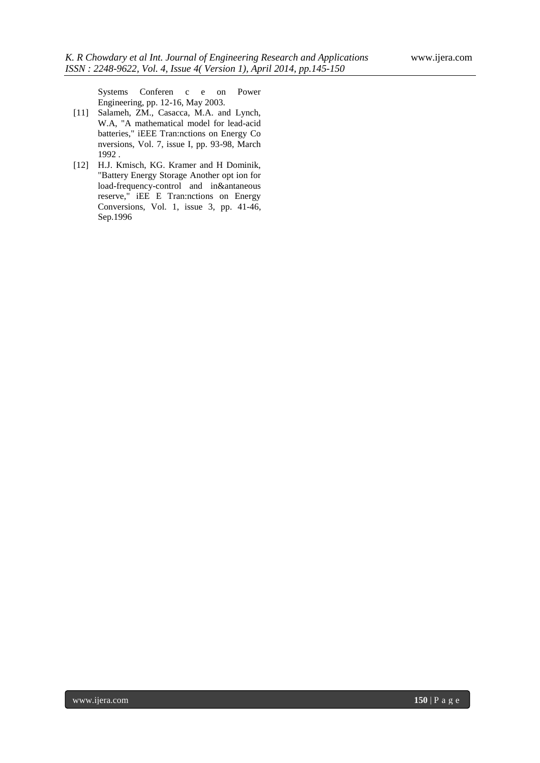Systems Conferen c e on Power Engineering, pp. 12-16, May 2003.

[11] Salameh, ZM., Casacca, M.A. and Lynch, W.A, "A mathematical model for lead-acid batteries," iEEE Tran:nctions on Energy Co nversions, Vol. 7, issue I, pp. 93-98, March 1992 .

[12] H.J. Kmisch, KG. Kramer and H Dominik, "Battery Energy Storage Another opt ion for load-frequency-control and in&antaneous reserve," iEE E Tran:nctions on Energy Conversions, Vol. 1, issue 3, pp. 41-46, Sep.1996